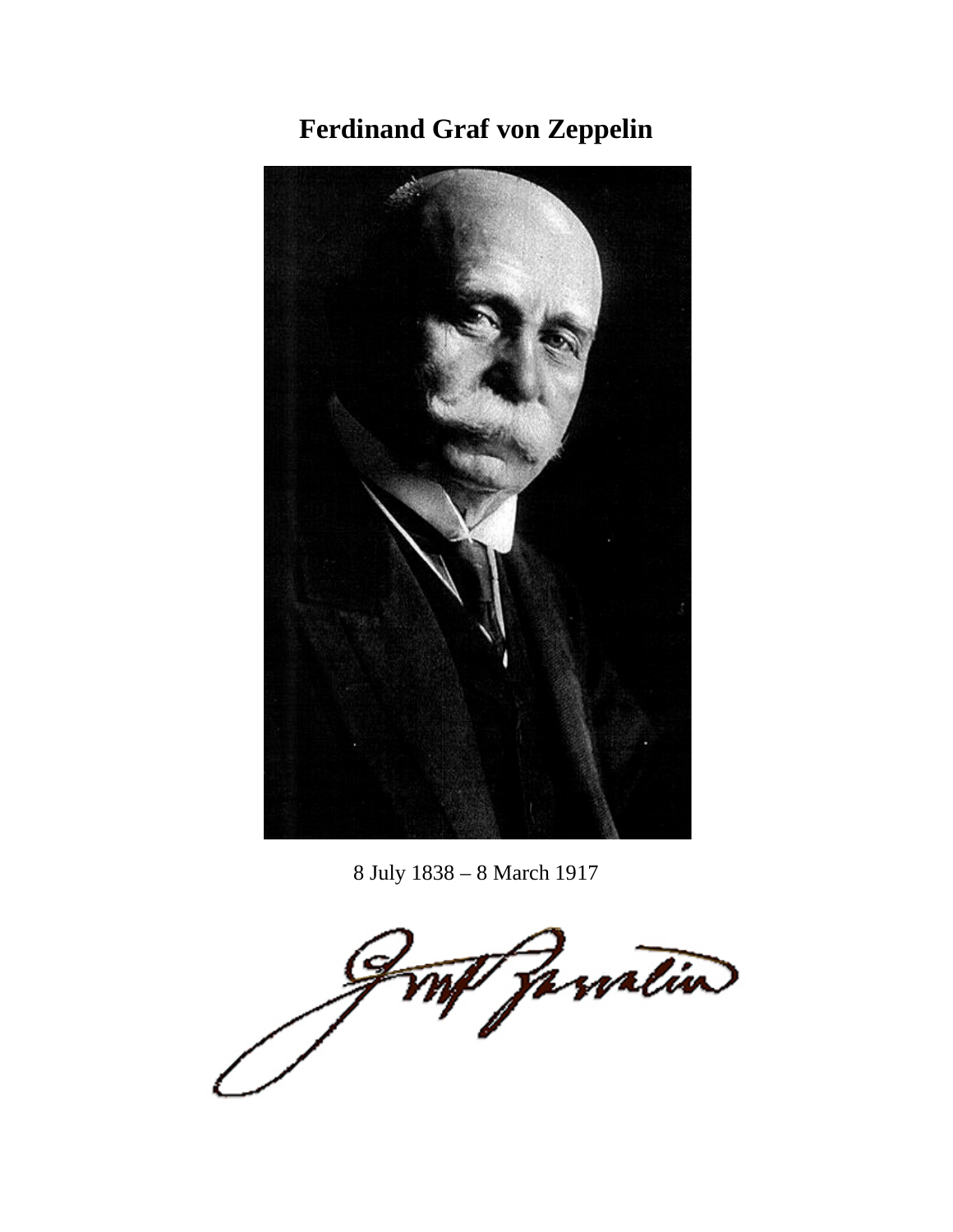# Ferdinand Graf von Zeppelin

8 July 1838 – 8 March 1917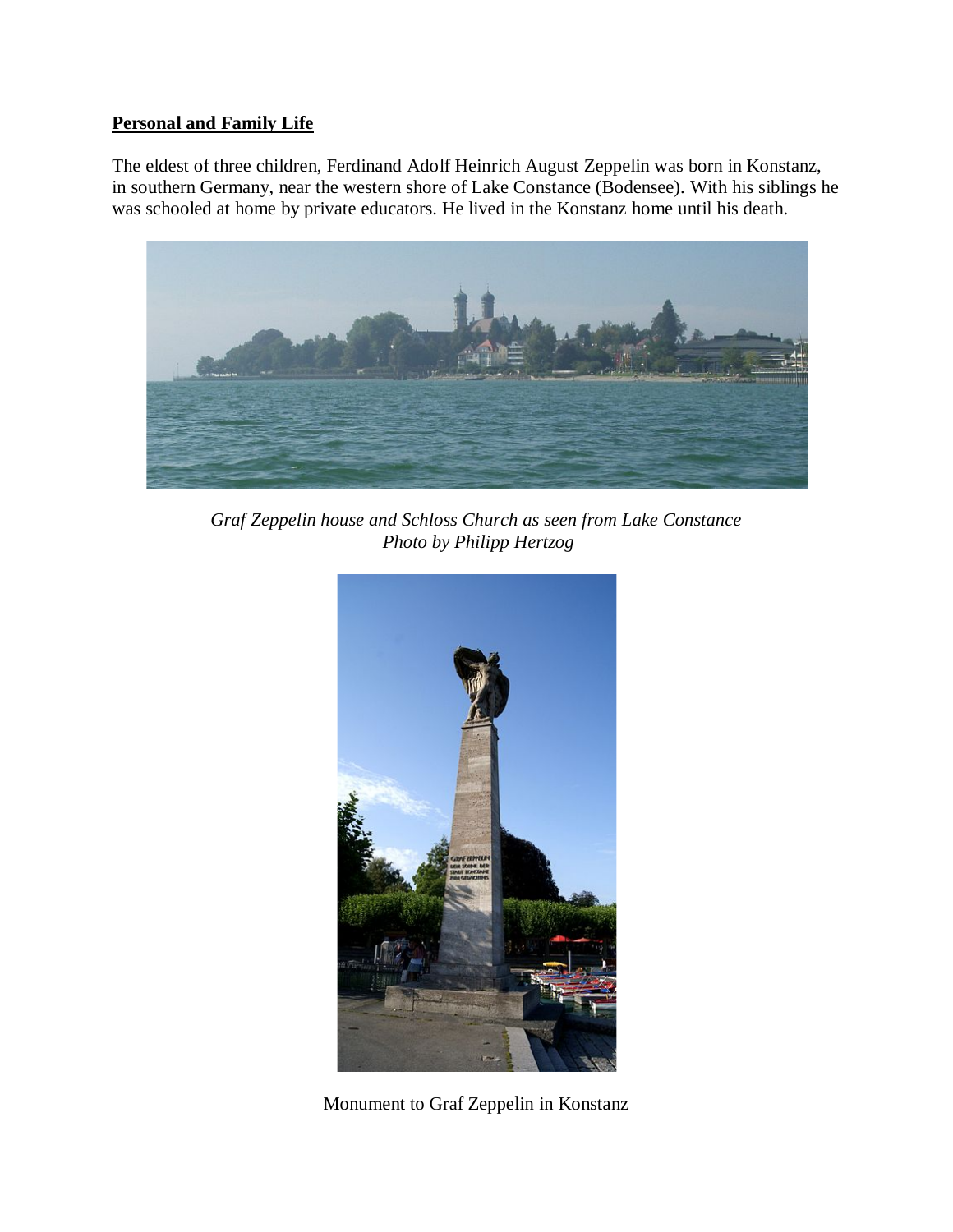**Personal and Family Life**

The eldest of three children, Ferdinand Adolf Heinrich August Zeppelin was born in Konstanz, in southern Germany, near the western shore of Lake Constance (Bodensee). With his siblings he was schooled at home by private educators. He lived in the Konstanz home until his death.

*Graf Zeppelin house and Schloss Church as seen from Lake Constance*
*Photo by Philipp Hertzog*

Monument to Graf Zeppelin in Konstanz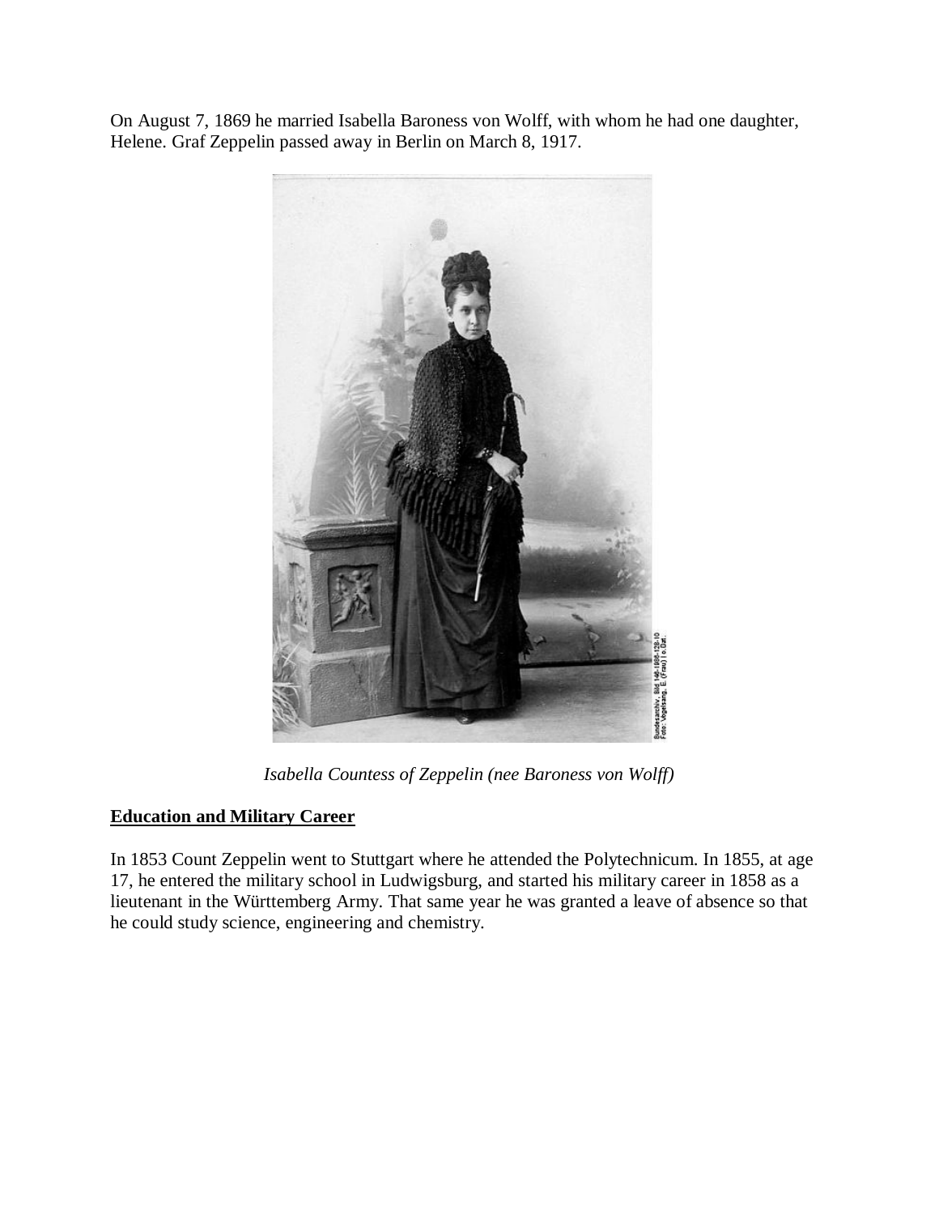On August 7, 1869 he married Isabella Baroness von Wolff, with whom he had one daughter, Helene. Graf Zeppelin passed away in Berlin on March 8, 1917.

*Isabella Countess of Zeppelin (nee Baroness von Wolff)*

## **Education and Military Career**

In 1853 Count Zeppelin went to Stuttgart where he attended the Polytechnicum. In 1855, at age 17, he entered the military school in Ludwigsburg, and started his military career in 1858 as a lieutenant in the Württemberg Army. That same year he was granted a leave of absence so that he could study science, engineering and chemistry.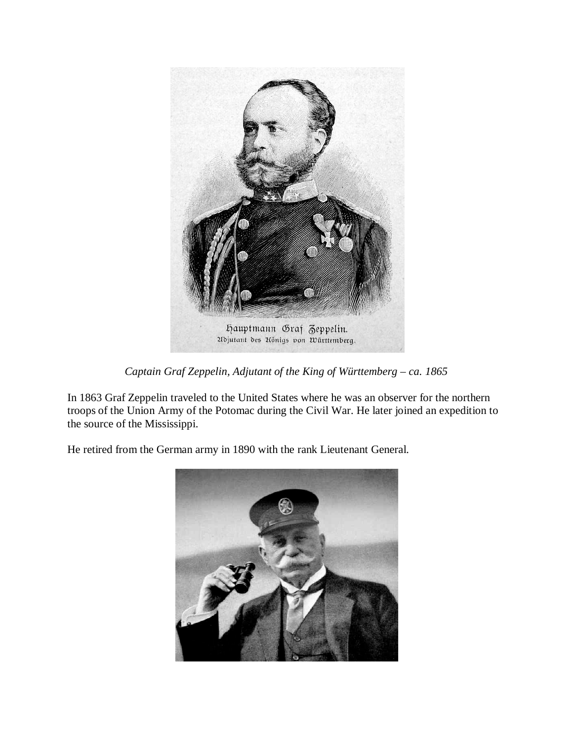*Captain Graf Zeppelin, Adjutant of the King of Württemberg – ca. 1865*

In 1863 Graf Zeppelin traveled to the United States where he was an observer for the northern troops of the Union Army of the Potomac during the Civil War. He later joined an expedition to the source of the Mississippi.

He retired from the German army in 1890 with the rank Lieutenant General.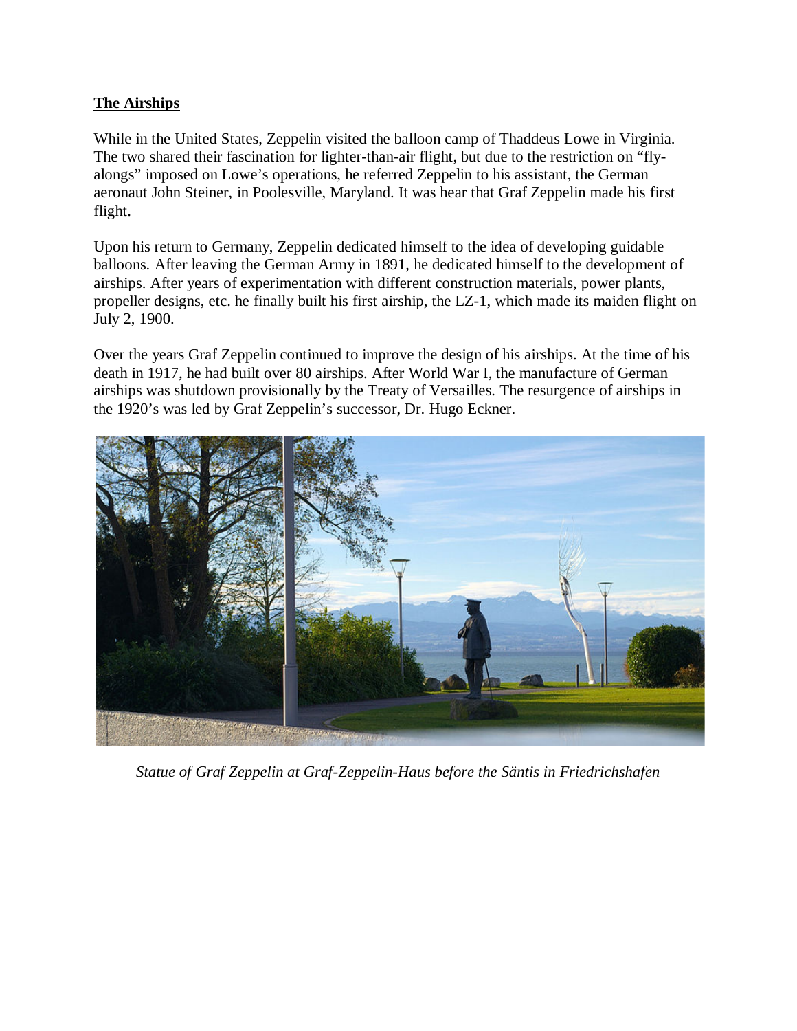**The Airships**

While in the United States, Zeppelin visited the balloon camp of Thaddeus Lowe in Virginia. The two shared their fascination for lighter-than-air flight, but due to the restriction on "fly-alongs" imposed on Lowe's operations, he referred Zeppelin to his assistant, the German aeronaut John Steiner, in Poolesville, Maryland. It was hear that Graf Zeppelin made his first flight.

Upon his return to Germany, Zeppelin dedicated himself to the idea of developing guidable balloons. After leaving the German Army in 1891, he dedicated himself to the development of airships. After years of experimentation with different construction materials, power plants, propeller designs, etc. he finally built his first airship, the LZ-1, which made its maiden flight on July 2, 1900.

Over the years Graf Zeppelin continued to improve the design of his airships. At the time of his death in 1917, he had built over 80 airships. After World War I, the manufacture of German airships was shutdown provisionally by the Treaty of Versailles. The resurgence of airships in the 1920's was led by Graf Zeppelin's successor, Dr. Hugo Eckner.

*Statue of Graf Zeppelin at Graf-Zeppelin-Haus before the Säntis in Friedrichshafen*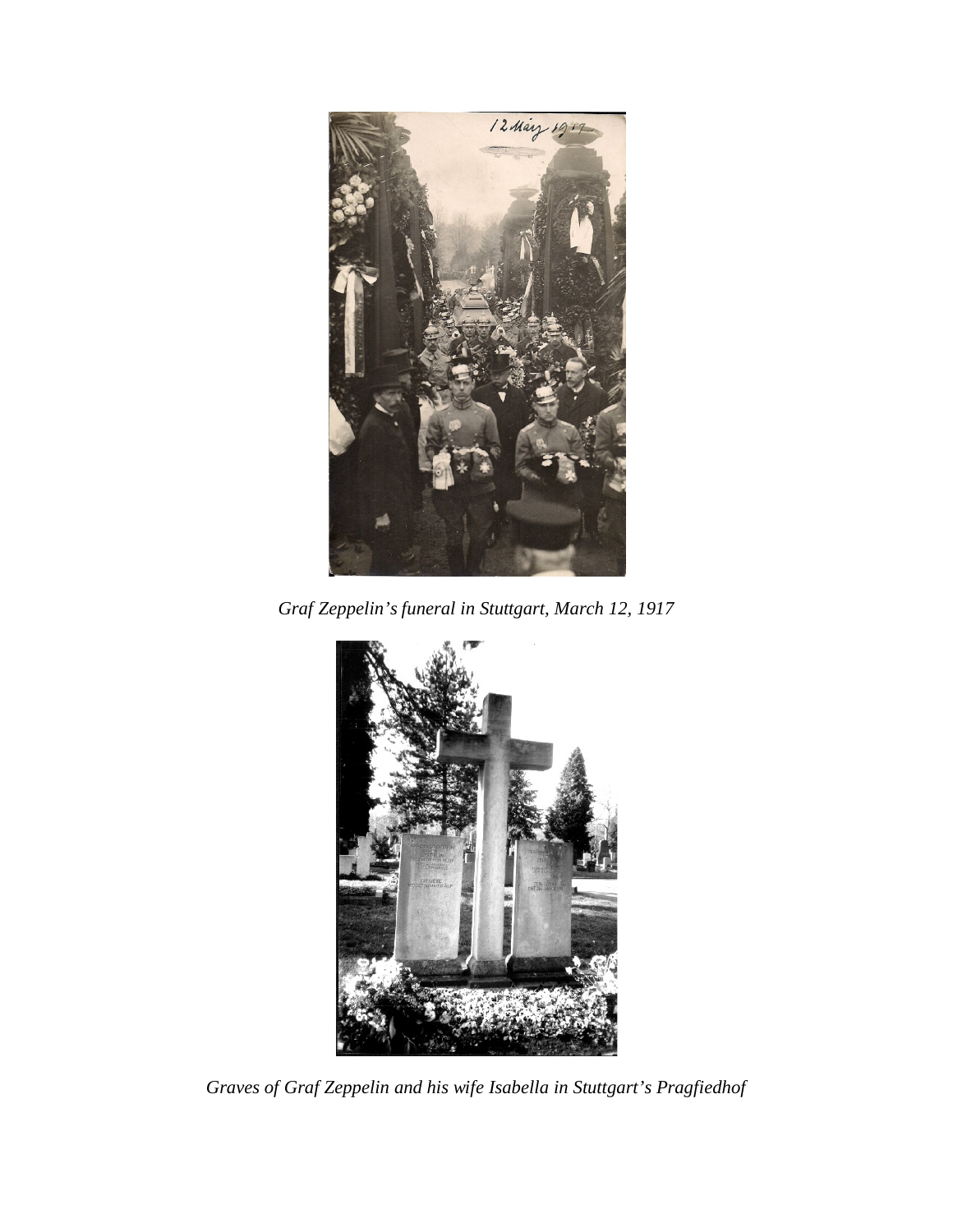*Graf Zeppelin's funeral in Stuttgart, March 12, 1917*

*Graves of Graf Zeppelin and his wife Isabella in Stuttgart's Pragfiedhof*